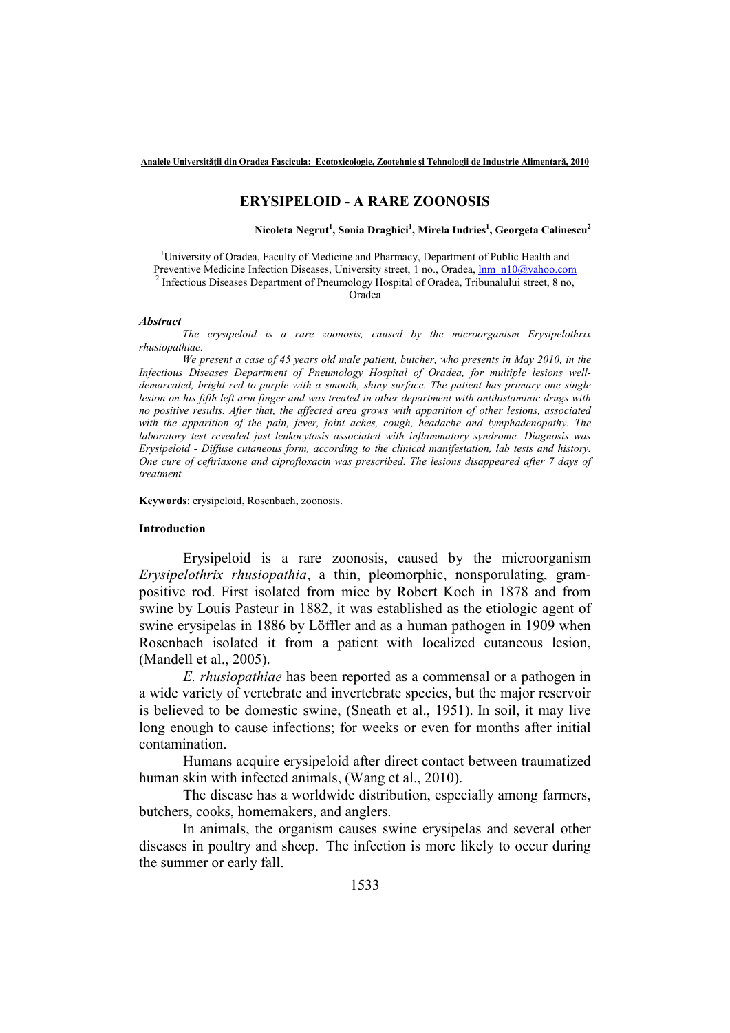# ERYSIPELOID - A RARE ZOONOSIS

**Nicoleta Negrut[1], Sonia Draghici[1], Mirela Indries[1], Georgeta Calinescu[2]**

[1]University of Oradea, Faculty of Medicine and Pharmacy, Department of Public Health and Preventive Medicine Infection Diseases, University street, 1 no., Oradea, lnm_n10@yahoo.com
[2] Infectious Diseases Department of Pneumology Hospital of Oradea, Tribunalului street, 8 no, Oradea

### *Abstract*

*The erysipeloid is a rare zoonosis, caused by the microorganism Erysipelothrix rhusiopathiae.*

*We present a case of 45 years old male patient, butcher, who presents in May 2010, in the Infectious Diseases Department of Pneumology Hospital of Oradea, for multiple lesions well-demarcated, bright red-to-purple with a smooth, shiny surface. The patient has primary one single lesion on his fifth left arm finger and was treated in other department with antihistaminic drugs with no positive results. After that, the affected area grows with apparition of other lesions, associated with the apparition of the pain, fever, joint aches, cough, headache and lymphadenopathy. The laboratory test revealed just leukocytosis associated with inflammatory syndrome. Diagnosis was Erysipeloid - Diffuse cutaneous form, according to the clinical manifestation, lab tests and history. One cure of ceftriaxone and ciprofloxacin was prescribed. The lesions disappeared after 7 days of treatment.*

**Keywords**: erysipeloid, Rosenbach, zoonosis.

### Introduction

Erysipeloid is a rare zoonosis, caused by the microorganism *Erysipelothrix rhusiopathia*, a thin, pleomorphic, nonsporulating, gram-positive rod. First isolated from mice by Robert Koch in 1878 and from swine by Louis Pasteur in 1882, it was established as the etiologic agent of swine erysipelas in 1886 by Löffler and as a human pathogen in 1909 when Rosenbach isolated it from a patient with localized cutaneous lesion, (Mandell et al., 2005).

*E. rhusiopathiae* has been reported as a commensal or a pathogen in a wide variety of vertebrate and invertebrate species, but the major reservoir is believed to be domestic swine, (Sneath et al., 1951). In soil, it may live long enough to cause infections; for weeks or even for months after initial contamination.

Humans acquire erysipeloid after direct contact between traumatized human skin with infected animals, (Wang et al., 2010).

The disease has a worldwide distribution, especially among farmers, butchers, cooks, homemakers, and anglers.

In animals, the organism causes swine erysipelas and several other diseases in poultry and sheep. The infection is more likely to occur during the summer or early fall.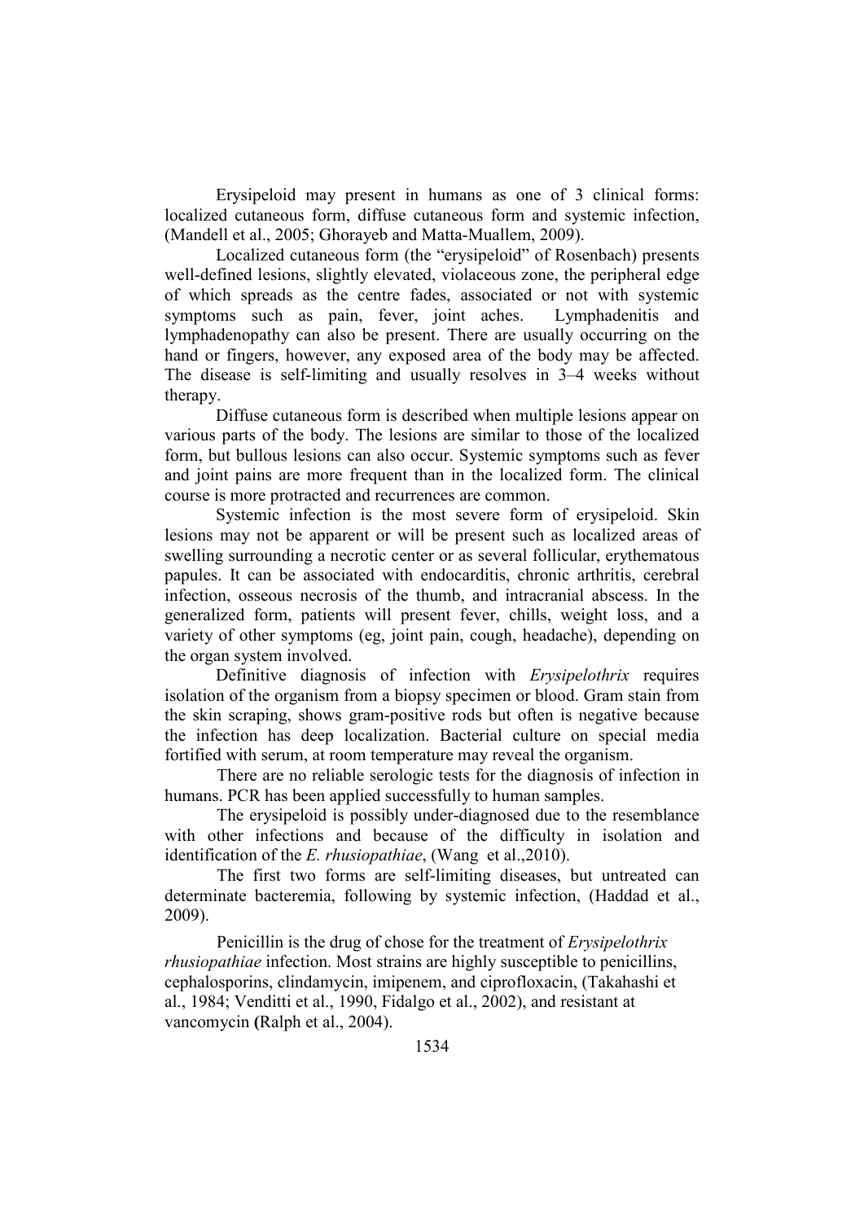Erysipeloid may present in humans as one of 3 clinical forms: localized cutaneous form, diffuse cutaneous form and systemic infection, (Mandell et al., 2005; Ghorayeb and Matta-Muallem, 2009).

Localized cutaneous form (the "erysipeloid" of Rosenbach) presents well-defined lesions, slightly elevated, violaceous zone, the peripheral edge of which spreads as the centre fades, associated or not with systemic symptoms such as pain, fever, joint aches. Lymphadenitis and lymphadenopathy can also be present. There are usually occurring on the hand or fingers, however, any exposed area of the body may be affected. The disease is self-limiting and usually resolves in 3–4 weeks without therapy.

Diffuse cutaneous form is described when multiple lesions appear on various parts of the body. The lesions are similar to those of the localized form, but bullous lesions can also occur. Systemic symptoms such as fever and joint pains are more frequent than in the localized form. The clinical course is more protracted and recurrences are common.

Systemic infection is the most severe form of erysipeloid. Skin lesions may not be apparent or will be present such as localized areas of swelling surrounding a necrotic center or as several follicular, erythematous papules. It can be associated with endocarditis, chronic arthritis, cerebral infection, osseous necrosis of the thumb, and intracranial abscess. In the generalized form, patients will present fever, chills, weight loss, and a variety of other symptoms (eg, joint pain, cough, headache), depending on the organ system involved.

Definitive diagnosis of infection with *Erysipelothrix* requires isolation of the organism from a biopsy specimen or blood. Gram stain from the skin scraping, shows gram-positive rods but often is negative because the infection has deep localization. Bacterial culture on special media fortified with serum, at room temperature may reveal the organism.

There are no reliable serologic tests for the diagnosis of infection in humans. PCR has been applied successfully to human samples.

The erysipeloid is possibly under-diagnosed due to the resemblance with other infections and because of the difficulty in isolation and identification of the *E. rhusiopathiae*, (Wang et al.,2010).

The first two forms are self-limiting diseases, but untreated can determinate bacteremia, following by systemic infection, (Haddad et al., 2009).

Penicillin is the drug of chose for the treatment of *Erysipelothrix rhusiopathiae* infection. Most strains are highly susceptible to penicillins, cephalosporins, clindamycin, imipenem, and ciprofloxacin, (Takahashi et al., 1984; Venditti et al., 1990, Fidalgo et al., 2002), and resistant at vancomycin **(**Ralph et al., 2004).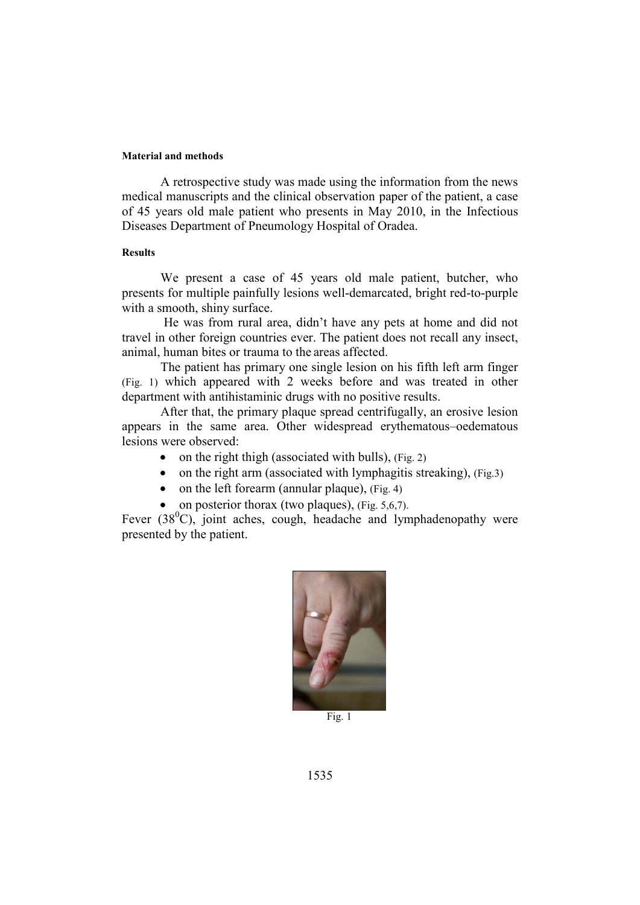#### Material and methods

A retrospective study was made using the information from the news medical manuscripts and the clinical observation paper of the patient, a case of 45 years old male patient who presents in May 2010, in the Infectious Diseases Department of Pneumology Hospital of Oradea.

#### Results

We present a case of 45 years old male patient, butcher, who presents for multiple painfully lesions well-demarcated, bright red-to-purple with a smooth, shiny surface.

He was from rural area, didn't have any pets at home and did not travel in other foreign countries ever. The patient does not recall any insect, animal, human bites or trauma to the areas affected.

The patient has primary one single lesion on his fifth left arm finger (Fig. 1) which appeared with 2 weeks before and was treated in other department with antihistaminic drugs with no positive results.

After that, the primary plaque spread centrifugally, an erosive lesion appears in the same area. Other widespread erythematous–oedematous lesions were observed:

- on the right thigh (associated with bulls), (Fig. 2)
- on the right arm (associated with lymphagitis streaking), (Fig.3)
- on the left forearm (annular plaque), (Fig. 4)
- on posterior thorax (two plaques), (Fig. 5,6,7).

Fever ($38^0$C), joint aches, cough, headache and lymphadenopathy were presented by the patient.

Fig. 1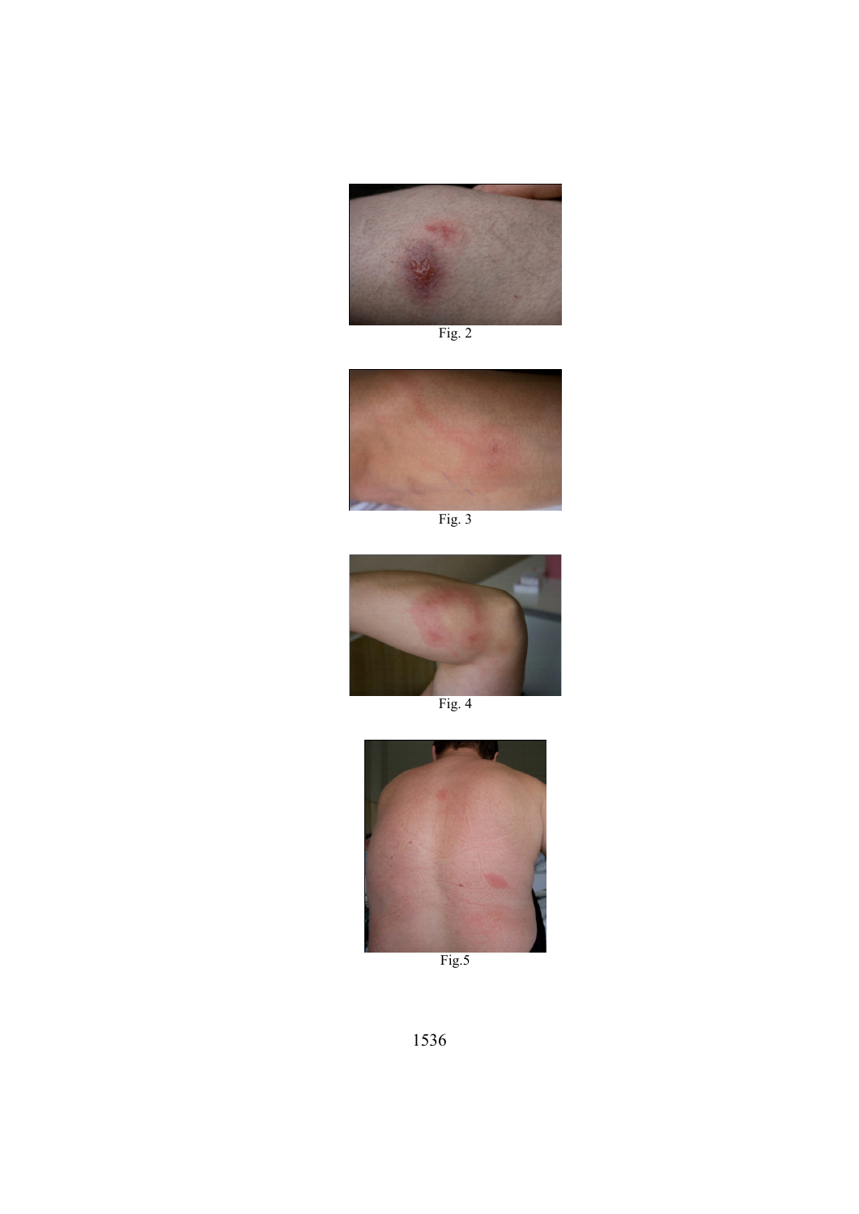Fig. 2

Fig. 3

Fig. 4

Fig.5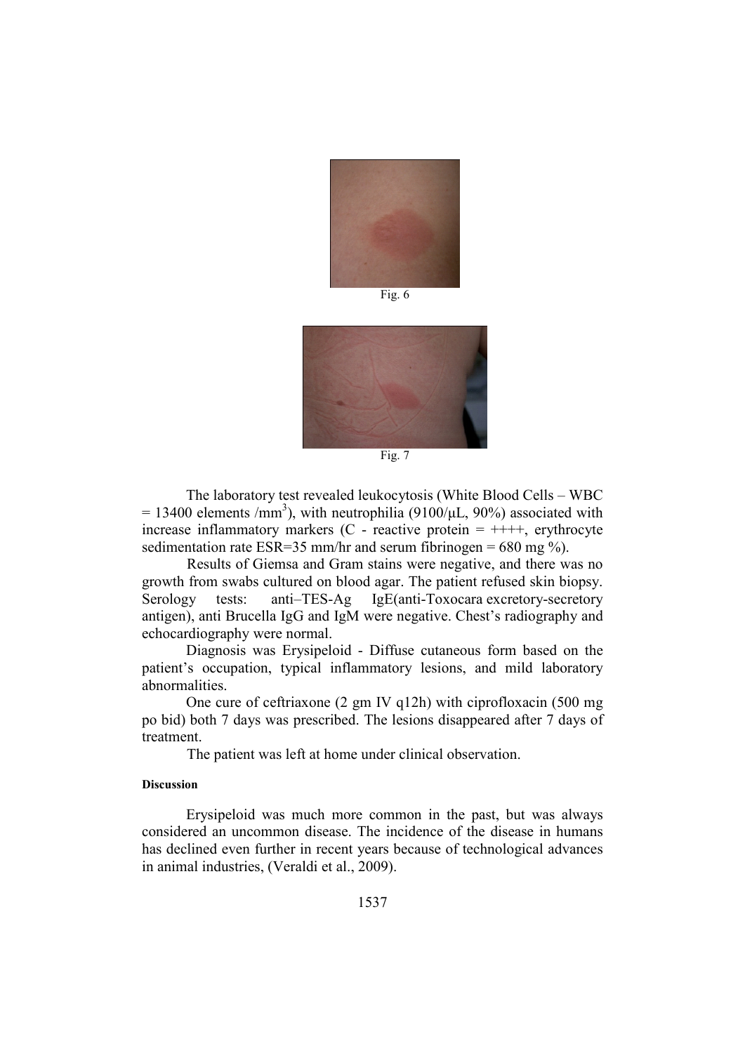Fig. 6

Fig. 7

The laboratory test revealed leukocytosis (White Blood Cells – WBC = 13400 elements /$mm^3$), with neutrophilia (9100/μL, 90%) associated with increase inflammatory markers (C - reactive protein = ++++, erythrocyte sedimentation rate ESR=35 mm/hr and serum fibrinogen = 680 mg %).

Results of Giemsa and Gram stains were negative, and there was no growth from swabs cultured on blood agar. The patient refused skin biopsy. Serology tests: anti–TES-Ag IgE(anti-Toxocara excretory-secretory antigen), anti Brucella IgG and IgM were negative. Chest's radiography and echocardiography were normal.

Diagnosis was Erysipeloid - Diffuse cutaneous form based on the patient's occupation, typical inflammatory lesions, and mild laboratory abnormalities.

One cure of ceftriaxone (2 gm IV q12h) with ciprofloxacin (500 mg po bid) both 7 days was prescribed. The lesions disappeared after 7 days of treatment.

The patient was left at home under clinical observation.

#### Discussion

Erysipeloid was much more common in the past, but was always considered an uncommon disease. The incidence of the disease in humans has declined even further in recent years because of technological advances in animal industries, (Veraldi et al., 2009).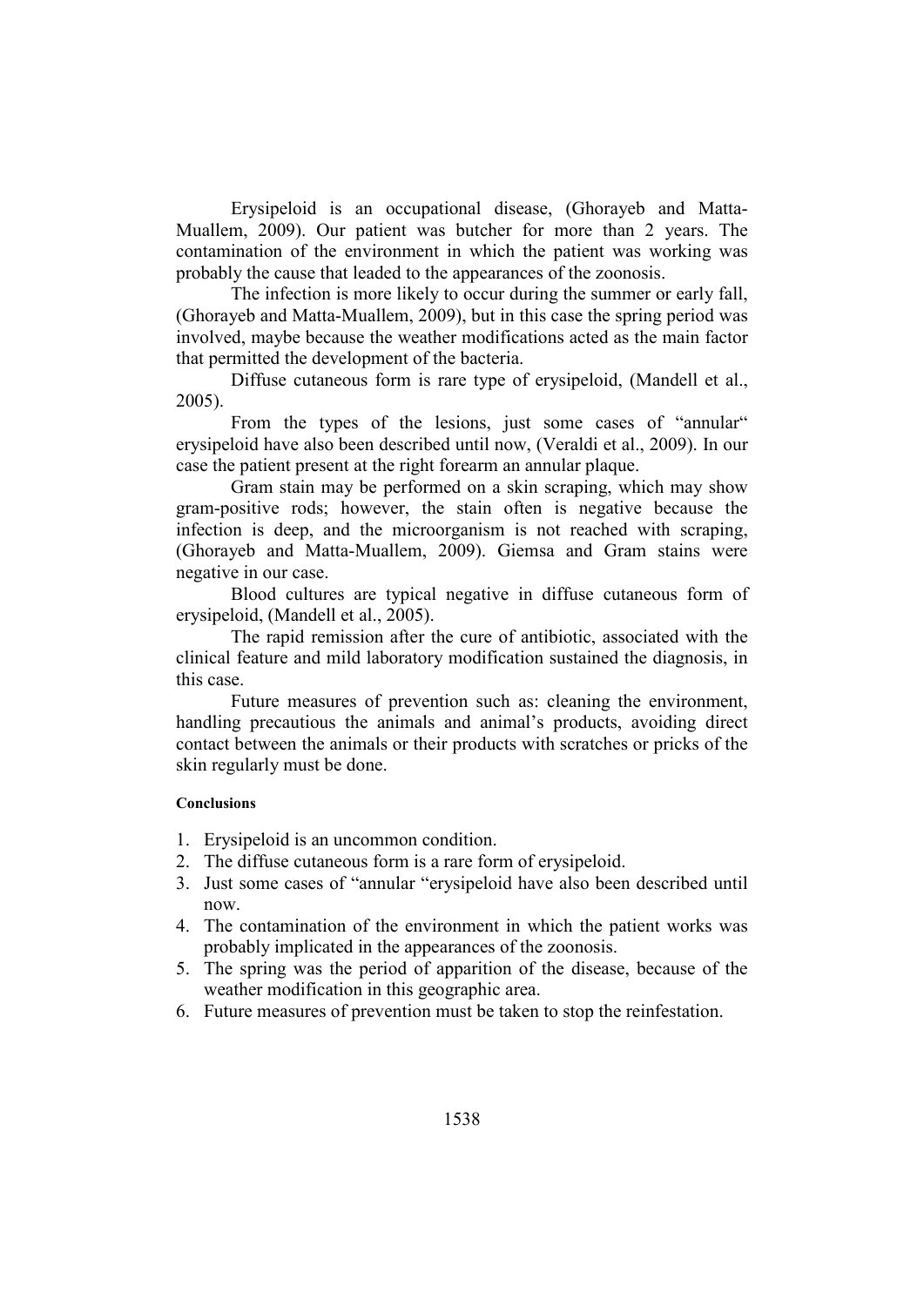Erysipeloid is an occupational disease, (Ghorayeb and Matta-Muallem, 2009). Our patient was butcher for more than 2 years. The contamination of the environment in which the patient was working was probably the cause that leaded to the appearances of the zoonosis.

The infection is more likely to occur during the summer or early fall, (Ghorayeb and Matta-Muallem, 2009), but in this case the spring period was involved, maybe because the weather modifications acted as the main factor that permitted the development of the bacteria.

Diffuse cutaneous form is rare type of erysipeloid, (Mandell et al., 2005).

From the types of the lesions, just some cases of "annular" erysipeloid have also been described until now, (Veraldi et al., 2009). In our case the patient present at the right forearm an annular plaque.

Gram stain may be performed on a skin scraping, which may show gram-positive rods; however, the stain often is negative because the infection is deep, and the microorganism is not reached with scraping, (Ghorayeb and Matta-Muallem, 2009). Giemsa and Gram stains were negative in our case.

Blood cultures are typical negative in diffuse cutaneous form of erysipeloid, (Mandell et al., 2005).

The rapid remission after the cure of antibiotic, associated with the clinical feature and mild laboratory modification sustained the diagnosis, in this case.

Future measures of prevention such as: cleaning the environment, handling precautious the animals and animal's products, avoiding direct contact between the animals or their products with scratches or pricks of the skin regularly must be done.

#### Conclusions

1. Erysipeloid is an uncommon condition.
2. The diffuse cutaneous form is a rare form of erysipeloid.
3. Just some cases of "annular "erysipeloid have also been described until now.
4. The contamination of the environment in which the patient works was probably implicated in the appearances of the zoonosis.
5. The spring was the period of apparition of the disease, because of the weather modification in this geographic area.
6. Future measures of prevention must be taken to stop the reinfestation.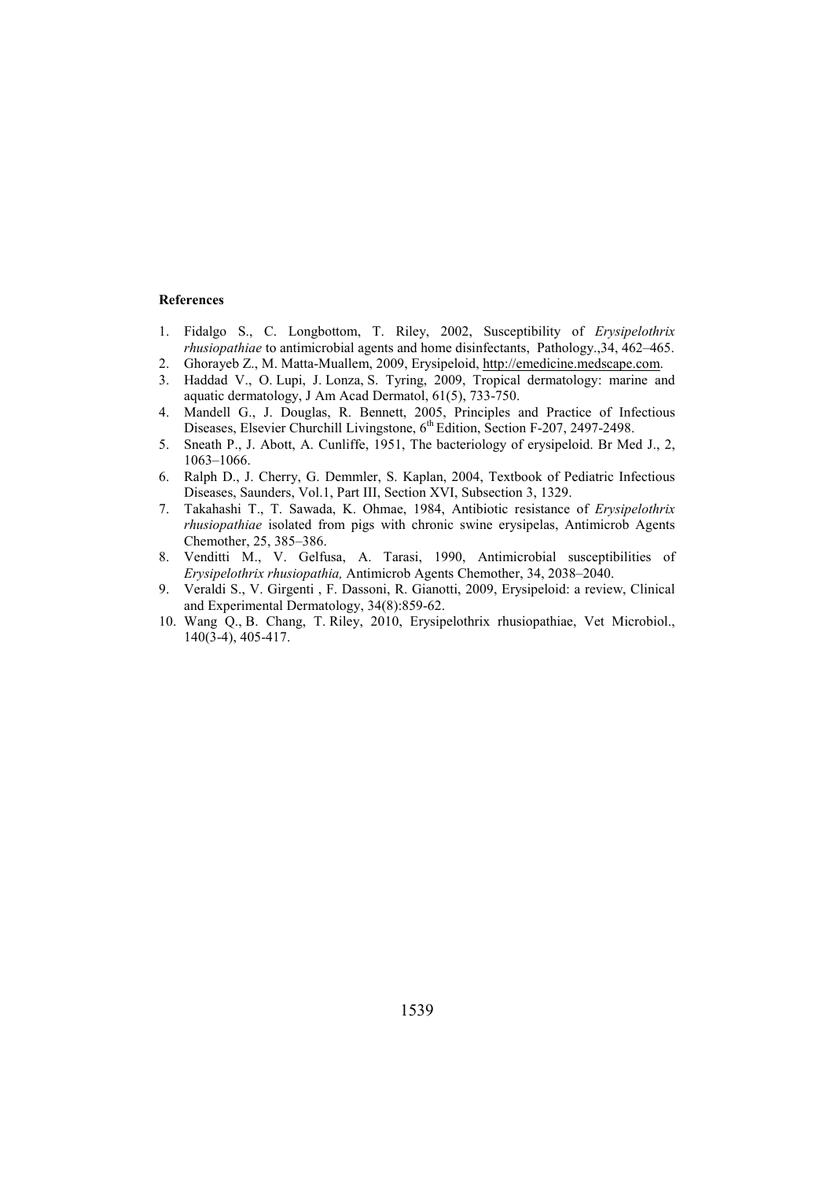**References**

1. Fidalgo S., C. Longbottom, T. Riley, 2002, Susceptibility of *Erysipelothrix rhusiopathiae* to antimicrobial agents and home disinfectants, Pathology.,34, 462–465.
2. Ghorayeb Z., M. Matta-Muallem, 2009, Erysipeloid, http://emedicine.medscape.com.
3. Haddad V., O. Lupi, J. Lonza, S. Tyring, 2009, Tropical dermatology: marine and aquatic dermatology, J Am Acad Dermatol, 61(5), 733-750.
4. Mandell G., J. Douglas, R. Bennett, 2005, Principles and Practice of Infectious Diseases, Elsevier Churchill Livingstone, 6th Edition, Section F-207, 2497-2498.
5. Sneath P., J. Abott, A. Cunliffe, 1951, The bacteriology of erysipeloid. Br Med J., 2, 1063–1066.
6. Ralph D., J. Cherry, G. Demmler, S. Kaplan, 2004, Textbook of Pediatric Infectious Diseases, Saunders, Vol.1, Part III, Section XVI, Subsection 3, 1329.
7. Takahashi T., T. Sawada, K. Ohmae, 1984, Antibiotic resistance of *Erysipelothrix rhusiopathiae* isolated from pigs with chronic swine erysipelas, Antimicrob Agents Chemother, 25, 385–386.
8. Venditti M., V. Gelfusa, A. Tarasi, 1990, Antimicrobial susceptibilities of *Erysipelothrix rhusiopathia,* Antimicrob Agents Chemother, 34, 2038–2040.
9. Veraldi S., V. Girgenti , F. Dassoni, R. Gianotti, 2009, Erysipeloid: a review, Clinical and Experimental Dermatology, 34(8):859-62.
10. Wang Q., B. Chang, T. Riley, 2010, Erysipelothrix rhusiopathiae, Vet Microbiol., 140(3-4), 405-417.